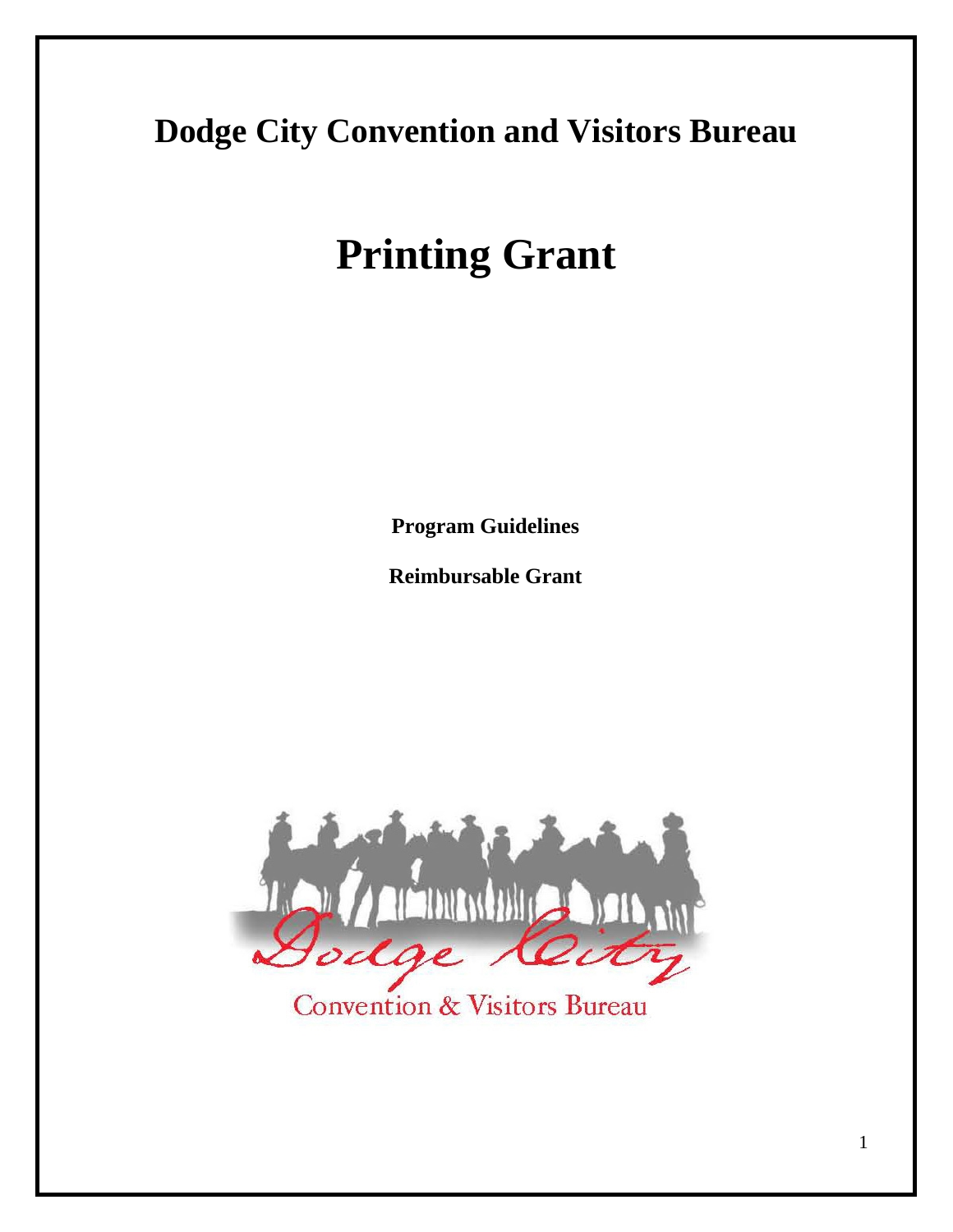# Dodge City Convention and Visitors Bureau

# Printing Grant

**Program Guidelines**

**Reimbursable Grant**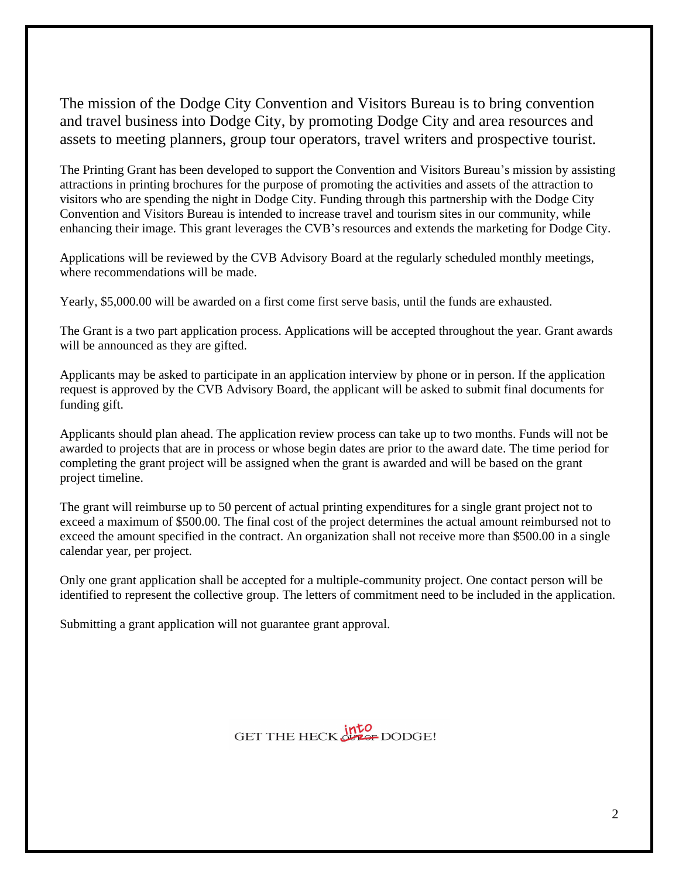The mission of the Dodge City Convention and Visitors Bureau is to bring convention and travel business into Dodge City, by promoting Dodge City and area resources and assets to meeting planners, group tour operators, travel writers and prospective tourist.

The Printing Grant has been developed to support the Convention and Visitors Bureau's mission by assisting attractions in printing brochures for the purpose of promoting the activities and assets of the attraction to visitors who are spending the night in Dodge City. Funding through this partnership with the Dodge City Convention and Visitors Bureau is intended to increase travel and tourism sites in our community, while enhancing their image. This grant leverages the CVB's resources and extends the marketing for Dodge City.

Applications will be reviewed by the CVB Advisory Board at the regularly scheduled monthly meetings, where recommendations will be made.

Yearly, $5,000.00 will be awarded on a first come first serve basis, until the funds are exhausted.

The Grant is a two part application process. Applications will be accepted throughout the year. Grant awards will be announced as they are gifted.

Applicants may be asked to participate in an application interview by phone or in person. If the application request is approved by the CVB Advisory Board, the applicant will be asked to submit final documents for funding gift.

Applicants should plan ahead. The application review process can take up to two months. Funds will not be awarded to projects that are in process or whose begin dates are prior to the award date. The time period for completing the grant project will be assigned when the grant is awarded and will be based on the grant project timeline.

The grant will reimburse up to 50 percent of actual printing expenditures for a single grant project not to exceed a maximum of $500.00. The final cost of the project determines the actual amount reimbursed not to exceed the amount specified in the contract. An organization shall not receive more than $500.00 in a single calendar year, per project.

Only one grant application shall be accepted for a multiple-community project. One contact person will be identified to represent the collective group. The letters of commitment need to be included in the application.

Submitting a grant application will not guarantee grant approval.

GET THE HECK ~~OUT OF~~ into DODGE!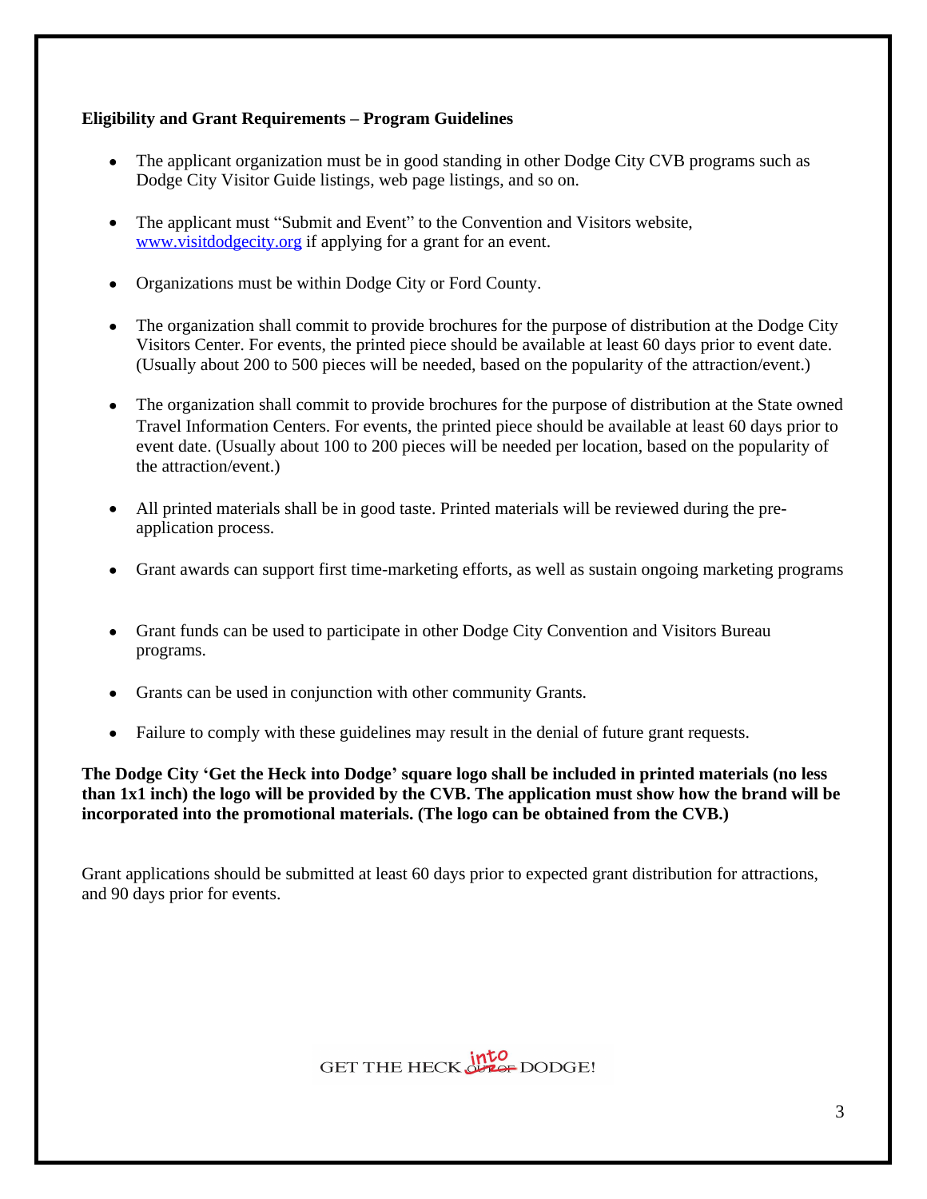**Eligibility and Grant Requirements – Program Guidelines**

- The applicant organization must be in good standing in other Dodge City CVB programs such as Dodge City Visitor Guide listings, web page listings, and so on.

- The applicant must "Submit and Event" to the Convention and Visitors website, www.visitdodgecity.org if applying for a grant for an event.

- Organizations must be within Dodge City or Ford County.

- The organization shall commit to provide brochures for the purpose of distribution at the Dodge City Visitors Center. For events, the printed piece should be available at least 60 days prior to event date. (Usually about 200 to 500 pieces will be needed, based on the popularity of the attraction/event.)

- The organization shall commit to provide brochures for the purpose of distribution at the State owned Travel Information Centers. For events, the printed piece should be available at least 60 days prior to event date. (Usually about 100 to 200 pieces will be needed per location, based on the popularity of the attraction/event.)

- All printed materials shall be in good taste. Printed materials will be reviewed during the pre-application process.

- Grant awards can support first time-marketing efforts, as well as sustain ongoing marketing programs

- Grant funds can be used to participate in other Dodge City Convention and Visitors Bureau programs.

- Grants can be used in conjunction with other community Grants.

- Failure to comply with these guidelines may result in the denial of future grant requests.

**The Dodge City 'Get the Heck into Dodge' square logo shall be included in printed materials (no less than 1x1 inch) the logo will be provided by the CVB. The application must show how the brand will be incorporated into the promotional materials. (The logo can be obtained from the CVB.)**

Grant applications should be submitted at least 60 days prior to expected grant distribution for attractions, and 90 days prior for events.

GET THE HECK ~~OUT OF~~ into DODGE!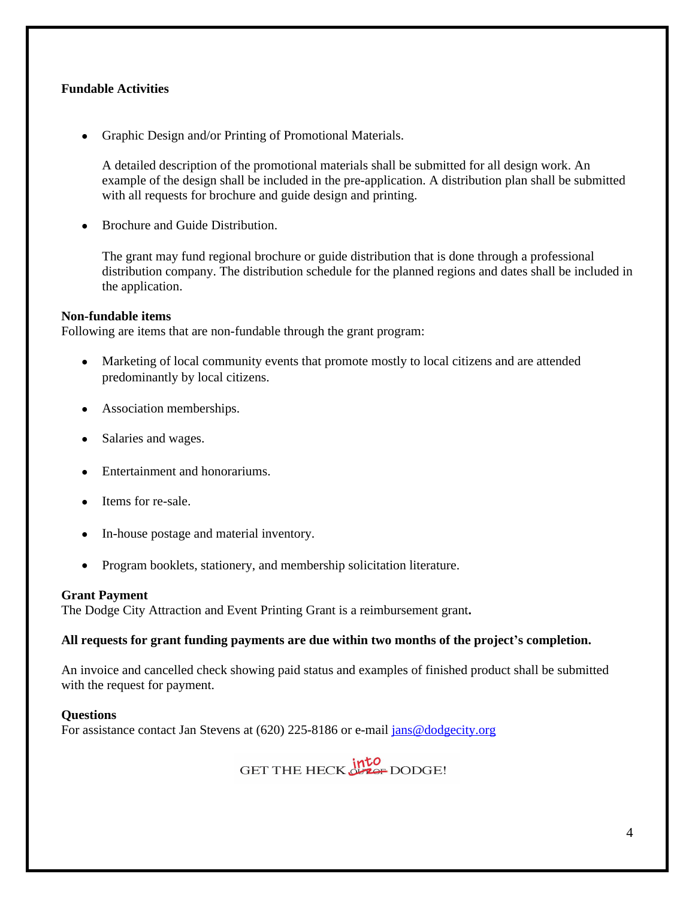**Fundable Activities**

- Graphic Design and/or Printing of Promotional Materials.

  A detailed description of the promotional materials shall be submitted for all design work. An example of the design shall be included in the pre-application. A distribution plan shall be submitted with all requests for brochure and guide design and printing.

- Brochure and Guide Distribution.

  The grant may fund regional brochure or guide distribution that is done through a professional distribution company. The distribution schedule for the planned regions and dates shall be included in the application.

**Non-fundable items**

Following are items that are non-fundable through the grant program:

- Marketing of local community events that promote mostly to local citizens and are attended predominantly by local citizens.
- Association memberships.
- Salaries and wages.
- Entertainment and honorariums.
- Items for re-sale.
- In-house postage and material inventory.
- Program booklets, stationery, and membership solicitation literature.

**Grant Payment**

The Dodge City Attraction and Event Printing Grant is a reimbursement grant**.**

**All requests for grant funding payments are due within two months of the project's completion.**

An invoice and cancelled check showing paid status and examples of finished product shall be submitted with the request for payment.

**Questions**

For assistance contact Jan Stevens at (620) 225-8186 or e-mail jans@dodgecity.org

GET THE HECK ~~OUT OF~~ into DODGE!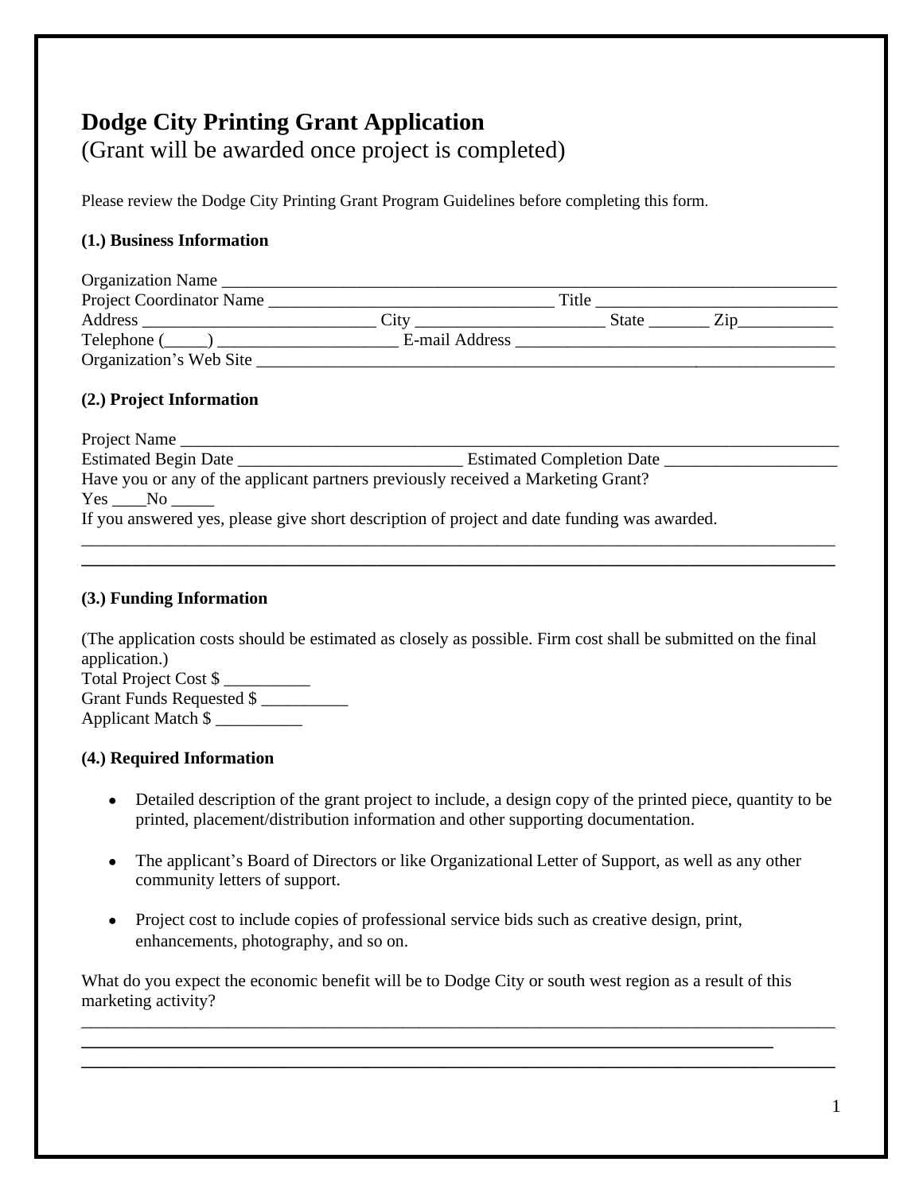# Dodge City Printing Grant Application

(Grant will be awarded once project is completed)

Please review the Dodge City Printing Grant Program Guidelines before completing this form.

**(1.) Business Information**

Organization Name ___________________________________________________________________________
Project Coordinator Name _________________________________ Title ____________________________
Address ___________________________ City ______________________ State _______ Zip___________
Telephone (_____) _____________________ E-mail Address ______________________________________
Organization's Web Site _________________________________________________________________

**(2.) Project Information**

Project Name ____________________________________________________________________________
Estimated Begin Date __________________________ Estimated Completion Date ____________________
Have you or any of the applicant partners previously received a Marketing Grant?
Yes ____No _____
If you answered yes, please give short description of project and date funding was awarded.
_____________________________________________________________________________________
_____________________________________________________________________________________

**(3.) Funding Information**

(The application costs should be estimated as closely as possible. Firm cost shall be submitted on the final application.)
Total Project Cost $ __________
Grant Funds Requested $ __________
Applicant Match $ __________

**(4.) Required Information**

- Detailed description of the grant project to include, a design copy of the printed piece, quantity to be printed, placement/distribution information and other supporting documentation.
- The applicant's Board of Directors or like Organizational Letter of Support, as well as any other community letters of support.
- Project cost to include copies of professional service bids such as creative design, print, enhancements, photography, and so on.

What do you expect the economic benefit will be to Dodge City or south west region as a result of this marketing activity?
_____________________________________________________________________________________
_____________________________________________________________________________________
_____________________________________________________________________________________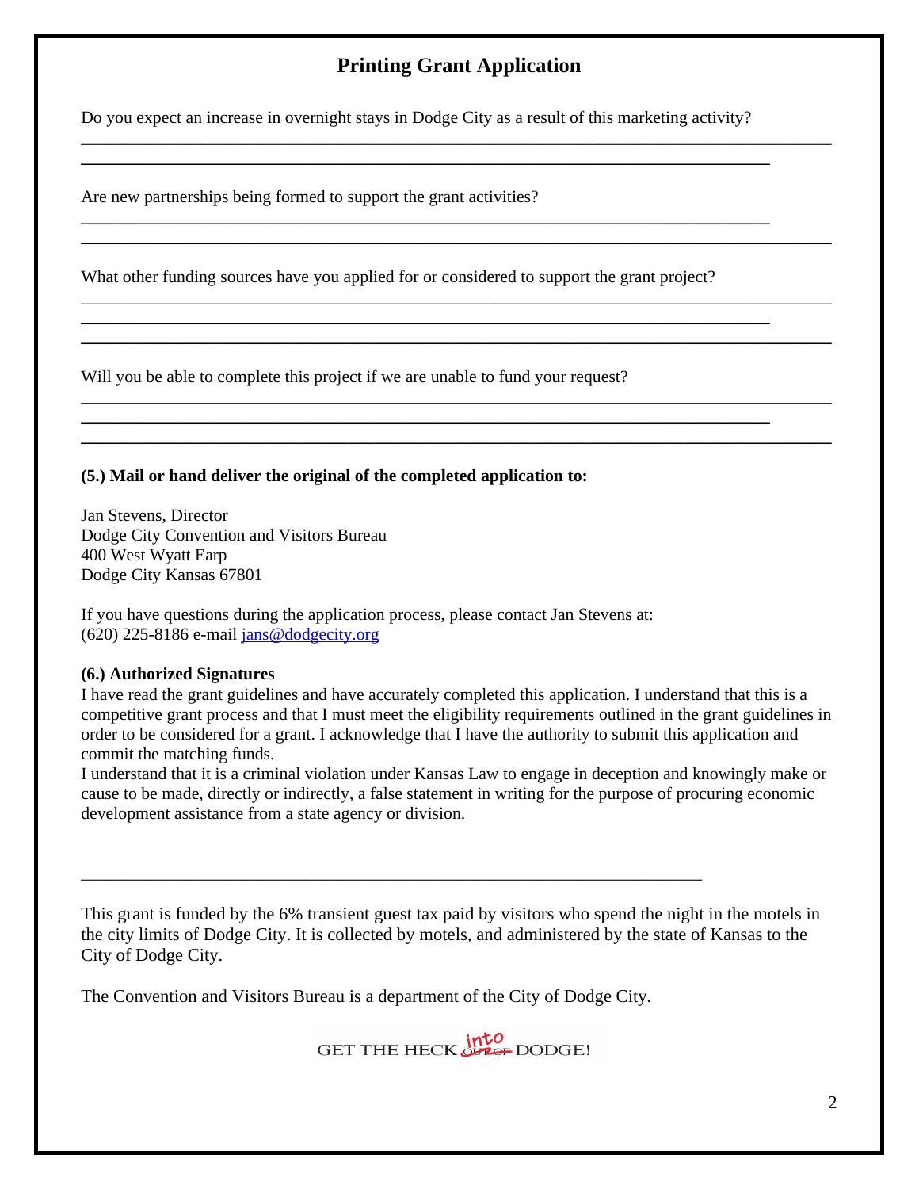# Printing Grant Application

Do you expect an increase in overnight stays in Dodge City as a result of this marketing activity?

______________________________________________________________________________

______________________________________________________________________________

Are new partnerships being formed to support the grant activities?

______________________________________________________________________________

______________________________________________________________________________

What other funding sources have you applied for or considered to support the grant project?

______________________________________________________________________________

______________________________________________________________________________

______________________________________________________________________________

Will you be able to complete this project if we are unable to fund your request?

______________________________________________________________________________

______________________________________________________________________________

______________________________________________________________________________

**(5.) Mail or hand deliver the original of the completed application to:**

Jan Stevens, Director
Dodge City Convention and Visitors Bureau
400 West Wyatt Earp
Dodge City Kansas 67801

If you have questions during the application process, please contact Jan Stevens at:
(620) 225-8186 e-mail jans@dodgecity.org

**(6.) Authorized Signatures**

I have read the grant guidelines and have accurately completed this application. I understand that this is a competitive grant process and that I must meet the eligibility requirements outlined in the grant guidelines in order to be considered for a grant. I acknowledge that I have the authority to submit this application and commit the matching funds.

I understand that it is a criminal violation under Kansas Law to engage in deception and knowingly make or cause to be made, directly or indirectly, a false statement in writing for the purpose of procuring economic development assistance from a state agency or division.

______________________________________________________________________________

This grant is funded by the 6% transient guest tax paid by visitors who spend the night in the motels in the city limits of Dodge City. It is collected by motels, and administered by the state of Kansas to the City of Dodge City.

The Convention and Visitors Bureau is a department of the City of Dodge City.

GET THE HECK ~~OUT OF~~ into DODGE!